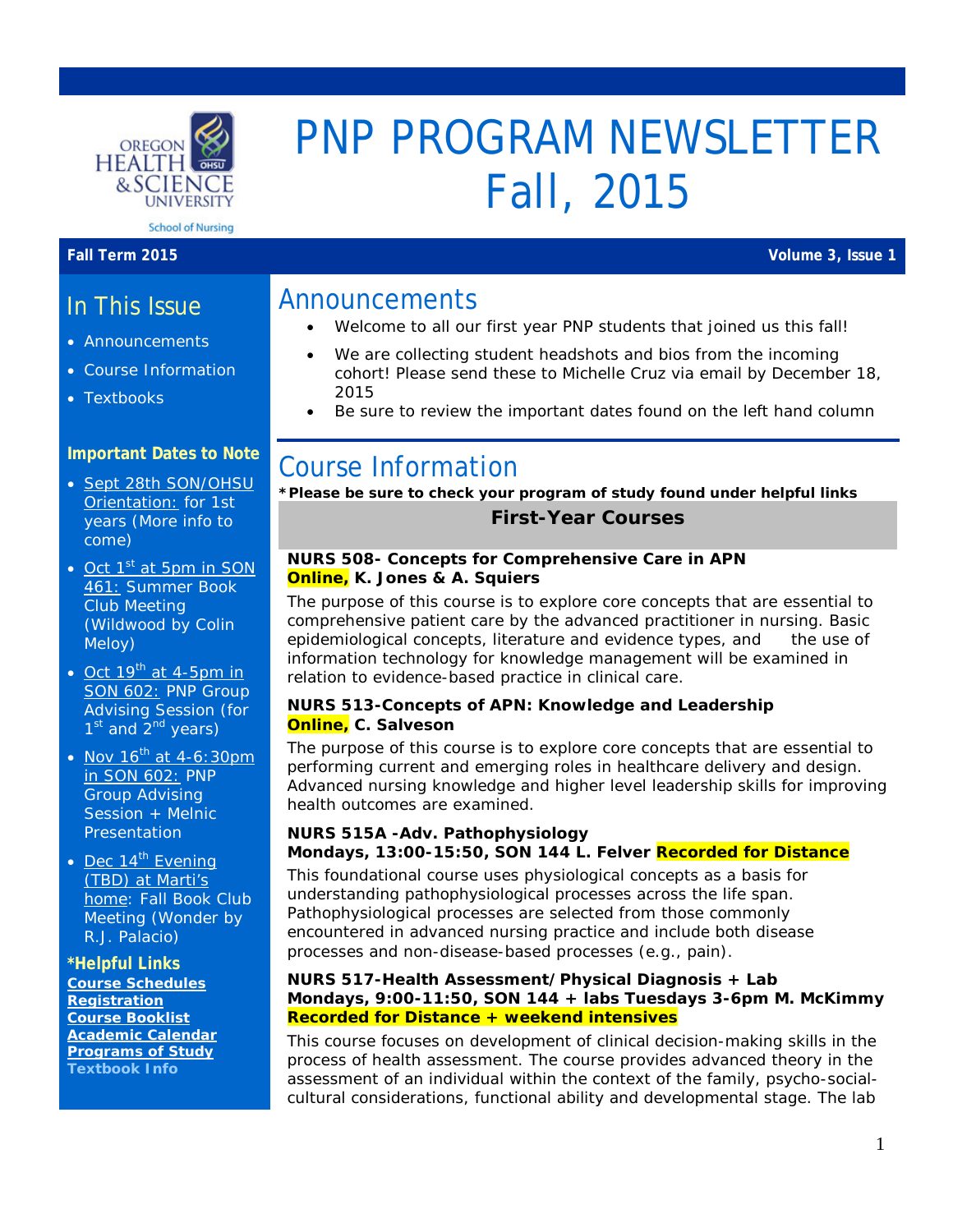# PNP PROGRAM NEWSLETTER Fall, 2015

**Fall Term 2015** **Volume 3, Issue 1**

## In This Issue

- Announcements
- Course Information
- Textbooks

### Important Dates to Note

- Sept 28th SON/OHSU Orientation: for 1st years (More info to come)
- Oct 1st at 5pm in SON 461: Summer Book Club Meeting (Wildwood by Colin Meloy)
- Oct 19th at 4-5pm in SON 602: PNP Group Advising Session (for 1st and 2nd years)
- Nov 16th at 4-6:30pm in SON 602: PNP Group Advising Session + Melnic Presentation
- Dec 14th Evening (TBD) at Marti's home: Fall Book Club Meeting (Wonder by R.J. Palacio)

### *Helpful Links

**Course Schedules**
**Registration**
**Course Booklist**
**Academic Calendar**
**Programs of Study**
**Textbook Info**

## Announcements

- Welcome to all our first year PNP students that joined us this fall!
- We are collecting student headshots and bios from the incoming cohort! Please send these to Michelle Cruz via email by December 18, 2015
- Be sure to review the important dates found on the left hand column

## Course Information

***Please be sure to check your program of study found under helpful links**

### First-Year Courses

**NURS 508- Concepts for Comprehensive Care in APN**
**Online, K. Jones & A. Squiers**

The purpose of this course is to explore core concepts that are essential to comprehensive patient care by the advanced practitioner in nursing. Basic epidemiological concepts, literature and evidence types, and the use of information technology for knowledge management will be examined in relation to evidence-based practice in clinical care.

**NURS 513-Concepts of APN: Knowledge and Leadership**
**Online, C. Salveson**

The purpose of this course is to explore core concepts that are essential to performing current and emerging roles in healthcare delivery and design. Advanced nursing knowledge and higher level leadership skills for improving health outcomes are examined.

**NURS 515A -Adv. Pathophysiology**
**Mondays, 13:00-15:50, SON 144 L. Felver Recorded for Distance**

This foundational course uses physiological concepts as a basis for understanding pathophysiological processes across the life span. Pathophysiological processes are selected from those commonly encountered in advanced nursing practice and include both disease processes and non-disease-based processes (e.g., pain).

**NURS 517-Health Assessment/Physical Diagnosis + Lab**
**Mondays, 9:00-11:50, SON 144 + labs Tuesdays 3-6pm M. McKimmy**
**Recorded for Distance + weekend intensives**

This course focuses on development of clinical decision-making skills in the process of health assessment. The course provides advanced theory in the assessment of an individual within the context of the family, psycho-social-cultural considerations, functional ability and developmental stage. The lab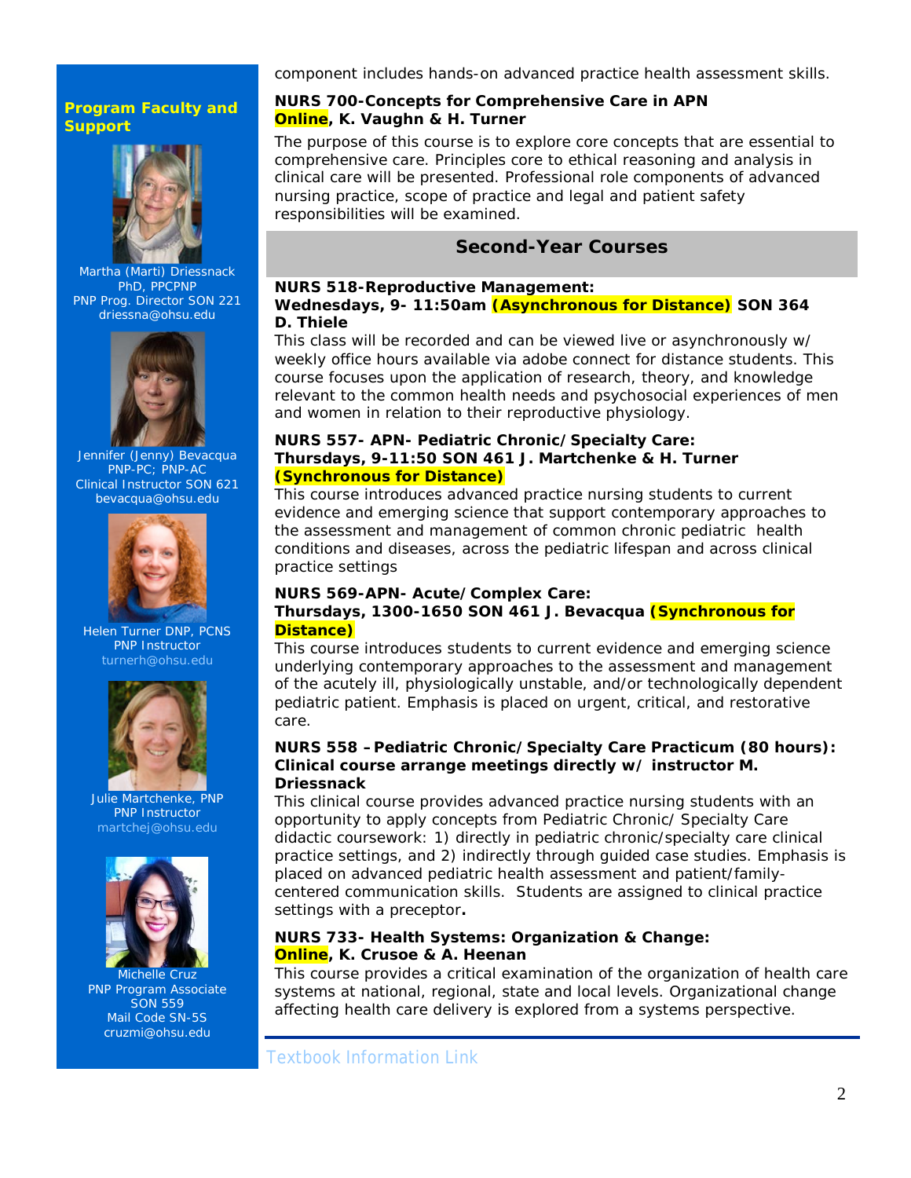component includes hands-on advanced practice health assessment skills.

**NURS 700-Concepts for Comprehensive Care in APN**
**Online, K. Vaughn & H. Turner**

The purpose of this course is to explore core concepts that are essential to comprehensive care. Principles core to ethical reasoning and analysis in clinical care will be presented. Professional role components of advanced nursing practice, scope of practice and legal and patient safety responsibilities will be examined.

## Second-Year Courses

**NURS 518-Reproductive Management:**
**Wednesdays, 9- 11:50am (Asynchronous for Distance) SON 364 D. Thiele**

This class will be recorded and can be viewed live or asynchronously w/ weekly office hours available via adobe connect for distance students. This course focuses upon the application of research, theory, and knowledge relevant to the common health needs and psychosocial experiences of men and women in relation to their reproductive physiology.

**NURS 557- APN- Pediatric Chronic/Specialty Care:**
**Thursdays, 9-11:50 SON 461 J. Martchenke & H. Turner (Synchronous for Distance)**

This course introduces advanced practice nursing students to current evidence and emerging science that support contemporary approaches to the assessment and management of common chronic pediatric health conditions and diseases, across the pediatric lifespan and across clinical practice settings

**NURS 569-APN- Acute/Complex Care:**
**Thursdays, 1300-1650 SON 461 J. Bevacqua (Synchronous for Distance)**

This course introduces students to current evidence and emerging science underlying contemporary approaches to the assessment and management of the acutely ill, physiologically unstable, and/or technologically dependent pediatric patient. Emphasis is placed on urgent, critical, and restorative care.

**NURS 558 –Pediatric Chronic/Specialty Care Practicum (80 hours): Clinical course arrange meetings directly w/ instructor M. Driessnack**

This clinical course provides advanced practice nursing students with an opportunity to apply concepts from Pediatric Chronic/ Specialty Care didactic coursework: 1) directly in pediatric chronic/specialty care clinical practice settings, and 2) indirectly through guided case studies. Emphasis is placed on advanced pediatric health assessment and patient/family-centered communication skills. Students are assigned to clinical practice settings with a preceptor**.**

**NURS 733- Health Systems: Organization & Change:**
**Online, K. Crusoe & A. Heenan**

This course provides a critical examination of the organization of health care systems at national, regional, state and local levels. Organizational change affecting health care delivery is explored from a systems perspective.

Textbook Information Link

**Program Faculty and Support**

Martha (Marti) Driessnack
PhD, PPCPNP
PNP Prog. Director SON 221
driessna@ohsu.edu

Jennifer (Jenny) Bevacqua
PNP-PC; PNP-AC
Clinical Instructor SON 621
bevacqua@ohsu.edu

Helen Turner DNP, PCNS
PNP Instructor
turnerh@ohsu.edu

Julie Martchenke, PNP
PNP Instructor
martchej@ohsu.edu

Michelle Cruz
PNP Program Associate
SON 559
Mail Code SN-5S
cruzmi@ohsu.edu